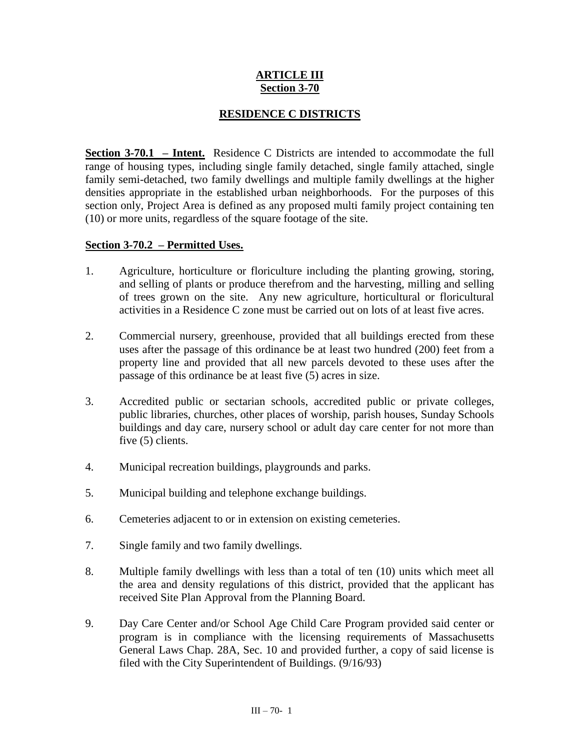# ARTICLE III
## Section 3-70

## RESIDENCE C DISTRICTS

**Section 3-70.1 – Intent.** Residence C Districts are intended to accommodate the full range of housing types, including single family detached, single family attached, single family semi-detached, two family dwellings and multiple family dwellings at the higher densities appropriate in the established urban neighborhoods. For the purposes of this section only, Project Area is defined as any proposed multi family project containing ten (10) or more units, regardless of the square footage of the site.

**Section 3-70.2 – Permitted Uses.**

1. Agriculture, horticulture or floriculture including the planting growing, storing, and selling of plants or produce therefrom and the harvesting, milling and selling of trees grown on the site. Any new agriculture, horticultural or floricultural activities in a Residence C zone must be carried out on lots of at least five acres.

2. Commercial nursery, greenhouse, provided that all buildings erected from these uses after the passage of this ordinance be at least two hundred (200) feet from a property line and provided that all new parcels devoted to these uses after the passage of this ordinance be at least five (5) acres in size.

3. Accredited public or sectarian schools, accredited public or private colleges, public libraries, churches, other places of worship, parish houses, Sunday Schools buildings and day care, nursery school or adult day care center for not more than five (5) clients.

4. Municipal recreation buildings, playgrounds and parks.

5. Municipal building and telephone exchange buildings.

6. Cemeteries adjacent to or in extension on existing cemeteries.

7. Single family and two family dwellings.

8. Multiple family dwellings with less than a total of ten (10) units which meet all the area and density regulations of this district, provided that the applicant has received Site Plan Approval from the Planning Board.

9. Day Care Center and/or School Age Child Care Program provided said center or program is in compliance with the licensing requirements of Massachusetts General Laws Chap. 28A, Sec. 10 and provided further, a copy of said license is filed with the City Superintendent of Buildings. (9/16/93)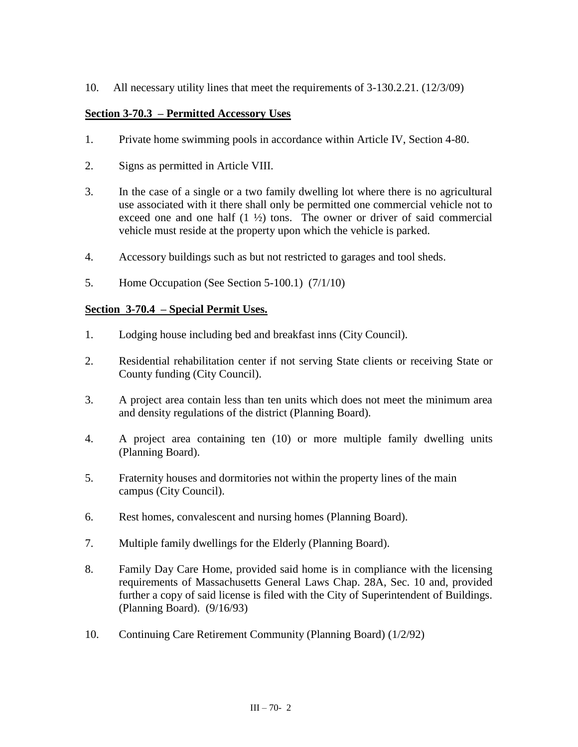10. All necessary utility lines that meet the requirements of 3-130.2.21. (12/3/09)

## Section 3-70.3 – Permitted Accessory Uses

1. Private home swimming pools in accordance within Article IV, Section 4-80.

2. Signs as permitted in Article VIII.

3. In the case of a single or a two family dwelling lot where there is no agricultural use associated with it there shall only be permitted one commercial vehicle not to exceed one and one half (1 ½) tons. The owner or driver of said commercial vehicle must reside at the property upon which the vehicle is parked.

4. Accessory buildings such as but not restricted to garages and tool sheds.

5. Home Occupation (See Section 5-100.1) (7/1/10)

## Section 3-70.4 – Special Permit Uses.

1. Lodging house including bed and breakfast inns (City Council).

2. Residential rehabilitation center if not serving State clients or receiving State or County funding (City Council).

3. A project area contain less than ten units which does not meet the minimum area and density regulations of the district (Planning Board).

4. A project area containing ten (10) or more multiple family dwelling units (Planning Board).

5. Fraternity houses and dormitories not within the property lines of the main campus (City Council).

6. Rest homes, convalescent and nursing homes (Planning Board).

7. Multiple family dwellings for the Elderly (Planning Board).

8. Family Day Care Home, provided said home is in compliance with the licensing requirements of Massachusetts General Laws Chap. 28A, Sec. 10 and, provided further a copy of said license is filed with the City of Superintendent of Buildings. (Planning Board). (9/16/93)

10. Continuing Care Retirement Community (Planning Board) (1/2/92)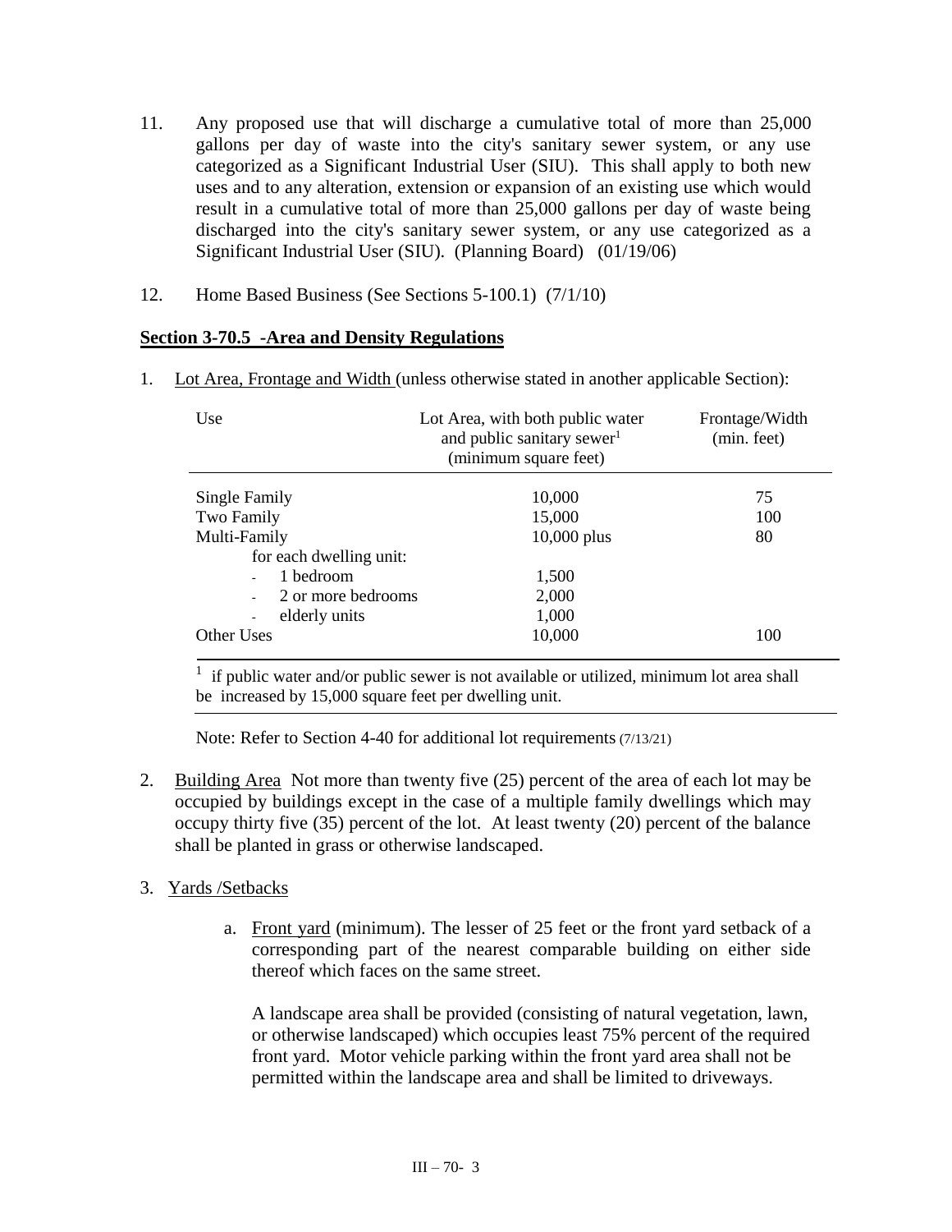11. Any proposed use that will discharge a cumulative total of more than 25,000 gallons per day of waste into the city's sanitary sewer system, or any use categorized as a Significant Industrial User (SIU). This shall apply to both new uses and to any alteration, extension or expansion of an existing use which would result in a cumulative total of more than 25,000 gallons per day of waste being discharged into the city's sanitary sewer system, or any use categorized as a Significant Industrial User (SIU). (Planning Board) (01/19/06)

12. Home Based Business (See Sections 5-100.1) (7/1/10)

## Section 3-70.5 -Area and Density Regulations

1. Lot Area, Frontage and Width (unless otherwise stated in another applicable Section):

| Use | Lot Area, with both public water and public sanitary sewer[1] (minimum square feet) | Frontage/Width (min. feet) |
|---|---|---|
| Single Family | 10,000 | 75 |
| Two Family | 15,000 | 100 |
| Multi-Family | 10,000 plus | 80 |
| for each dwelling unit: | | |
| - 1 bedroom | 1,500 | |
| - 2 or more bedrooms | 2,000 | |
| - elderly units | 1,000 | |
| Other Uses | 10,000 | 100 |

[1] if public water and/or public sewer is not available or utilized, minimum lot area shall be increased by 15,000 square feet per dwelling unit.

Note: Refer to Section 4-40 for additional lot requirements (7/13/21)

2. Building Area Not more than twenty five (25) percent of the area of each lot may be occupied by buildings except in the case of a multiple family dwellings which may occupy thirty five (35) percent of the lot. At least twenty (20) percent of the balance shall be planted in grass or otherwise landscaped.

3. Yards /Setbacks

   a. Front yard (minimum). The lesser of 25 feet or the front yard setback of a corresponding part of the nearest comparable building on either side thereof which faces on the same street.

      A landscape area shall be provided (consisting of natural vegetation, lawn, or otherwise landscaped) which occupies least 75% percent of the required front yard. Motor vehicle parking within the front yard area shall not be permitted within the landscape area and shall be limited to driveways.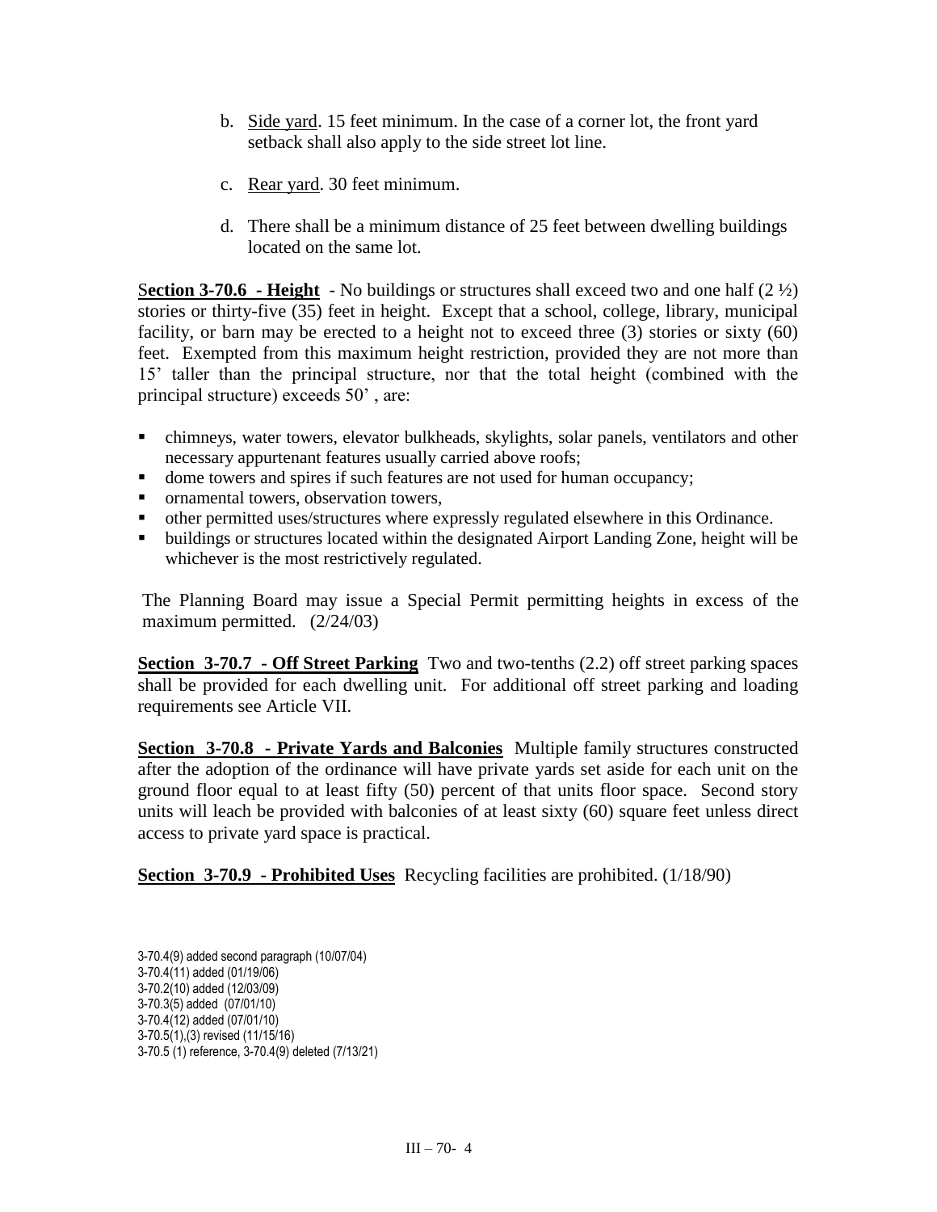b. Side yard. 15 feet minimum. In the case of a corner lot, the front yard setback shall also apply to the side street lot line.

c. Rear yard. 30 feet minimum.

d. There shall be a minimum distance of 25 feet between dwelling buildings located on the same lot.

**Section 3-70.6 - Height** - No buildings or structures shall exceed two and one half (2 ½) stories or thirty-five (35) feet in height. Except that a school, college, library, municipal facility, or barn may be erected to a height not to exceed three (3) stories or sixty (60) feet. Exempted from this maximum height restriction, provided they are not more than 15' taller than the principal structure, nor that the total height (combined with the principal structure) exceeds 50' , are:

- chimneys, water towers, elevator bulkheads, skylights, solar panels, ventilators and other necessary appurtenant features usually carried above roofs;
- dome towers and spires if such features are not used for human occupancy;
- ornamental towers, observation towers,
- other permitted uses/structures where expressly regulated elsewhere in this Ordinance.
- buildings or structures located within the designated Airport Landing Zone, height will be whichever is the most restrictively regulated.

The Planning Board may issue a Special Permit permitting heights in excess of the maximum permitted. (2/24/03)

**Section 3-70.7 - Off Street Parking** Two and two-tenths (2.2) off street parking spaces shall be provided for each dwelling unit. For additional off street parking and loading requirements see Article VII.

**Section 3-70.8 - Private Yards and Balconies** Multiple family structures constructed after the adoption of the ordinance will have private yards set aside for each unit on the ground floor equal to at least fifty (50) percent of that units floor space. Second story units will leach be provided with balconies of at least sixty (60) square feet unless direct access to private yard space is practical.

**Section 3-70.9 - Prohibited Uses** Recycling facilities are prohibited. (1/18/90)

3-70.4(9) added second paragraph (10/07/04)
3-70.4(11) added (01/19/06)
3-70.2(10) added (12/03/09)
3-70.3(5) added (07/01/10)
3-70.4(12) added (07/01/10)
3-70.5(1),(3) revised (11/15/16)
3-70.5 (1) reference, 3-70.4(9) deleted (7/13/21)